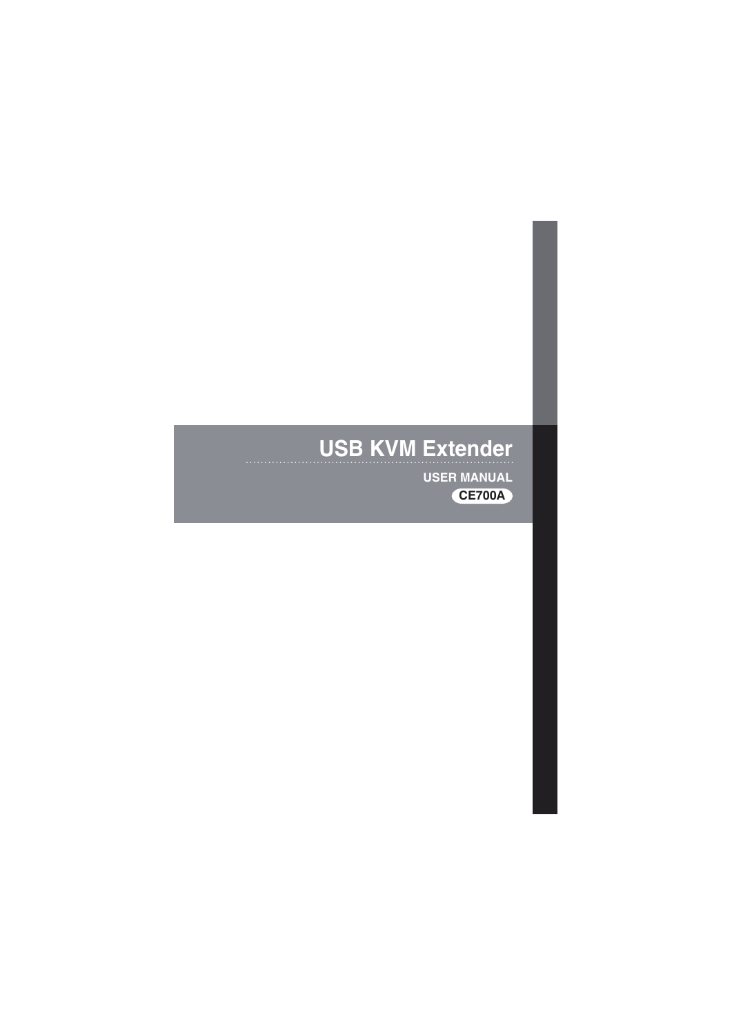# USB KVM Extender

USER MANUAL

CE700A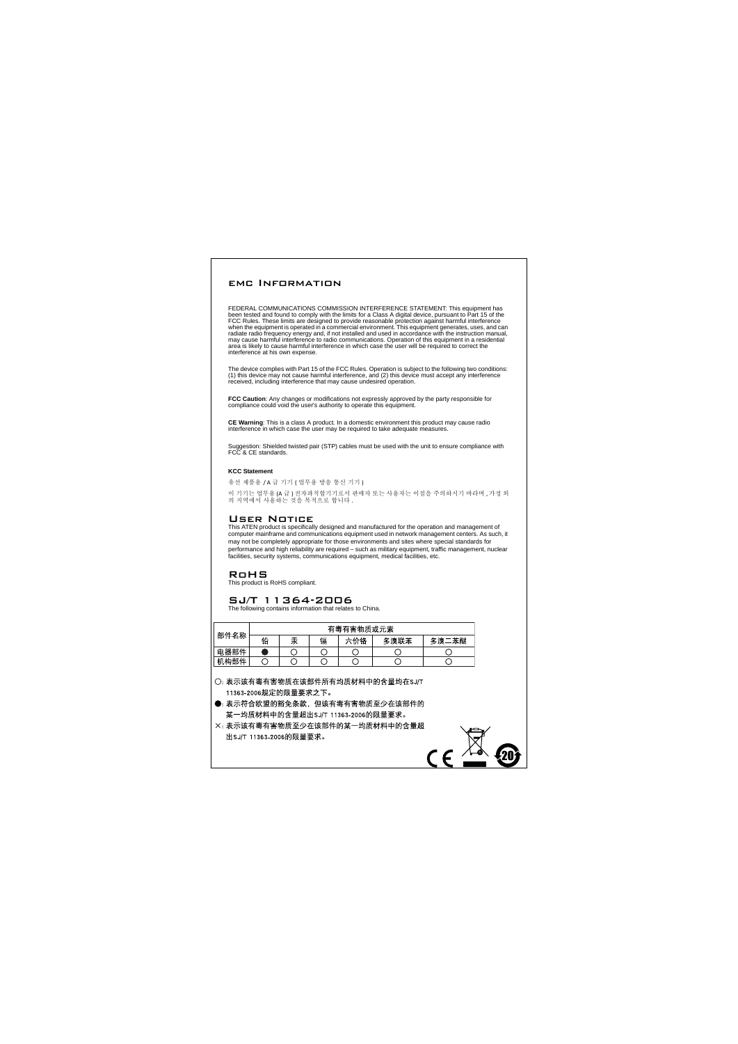## EMC Information

FEDERAL COMMUNICATIONS COMMISSION INTERFERENCE STATEMENT: This equipment has been tested and found to comply with the limits for a Class A digital device, pursuant to Part 15 of the FCC Rules. These limits are designed to provide reasonable protection against harmful interference when the equipment is operated in a commercial environment. This equipment generates, uses, and can radiate radio frequency energy and, if not installed and used in accordance with the instruction manual, may cause harmful interference to radio communications. Operation of this equipment in a residential area is likely to cause harmful interference in which case the user will be required to correct the interference at his own expense.

The device complies with Part 15 of the FCC Rules. Operation is subject to the following two conditions: (1) this device may not cause harmful interference, and (2) this device must accept any interference received, including interference that may cause undesired operation.

**FCC Caution**: Any changes or modifications not expressly approved by the party responsible for compliance could void the user's authority to operate this equipment.

**CE Warning**: This is a class A product. In a domestic environment this product may cause radio interference in which case the user may be required to take adequate measures.

Suggestion: Shielded twisted pair (STP) cables must be used with the unit to ensure compliance with FCC & CE standards.

**KCC Statement**

유선 제품용 / A 급 기기 ( 업무용 방송 통신 기기 )

이 기기는 업무용 (A 급 ) 전자파적합기기로서 판매자 또는 사용자는 이점을 주의하시기 바라며 , 가정 외의 지역에서 사용하는 것을 목적으로 합니다 .

## User Notice

This ATEN product is specifically designed and manufactured for the operation and management of computer mainframe and communications equipment used in network management centers. As such, it may not be completely appropriate for those environments and sites where special standards for performance and high reliability are required – such as military equipment, traffic management, nuclear facilities, security systems, communications equipment, medical facilities, etc.

## RoHS

This product is RoHS compliant.

## SJ/T 11364-2006

The following contains information that relates to China.

| 部件名称 | 有毒有害物质或元素 | | | | | |
|---|---|---|---|---|---|---|
| | 铅 | 汞 | 镉 | 六价铬 | 多溴联苯 | 多溴二苯醚 |
| 电器部件 | ● | ○ | ○ | ○ | ○ | ○ |
| 机构部件 | ○ | ○ | ○ | ○ | ○ | ○ |

○：表示该有毒有害物质在该部件所有均质材料中的含量均在SJ/T 11363-2006规定的限量要求之下。

●：表示符合欧盟的豁免条款，但该有毒有害物质至少在该部件的某一均质材料中的含量超出SJ/T 11363-2006的限量要求。

×：表示该有毒有害物质至少在该部件的某一均质材料中的含量超出SJ/T 11363-2006的限量要求。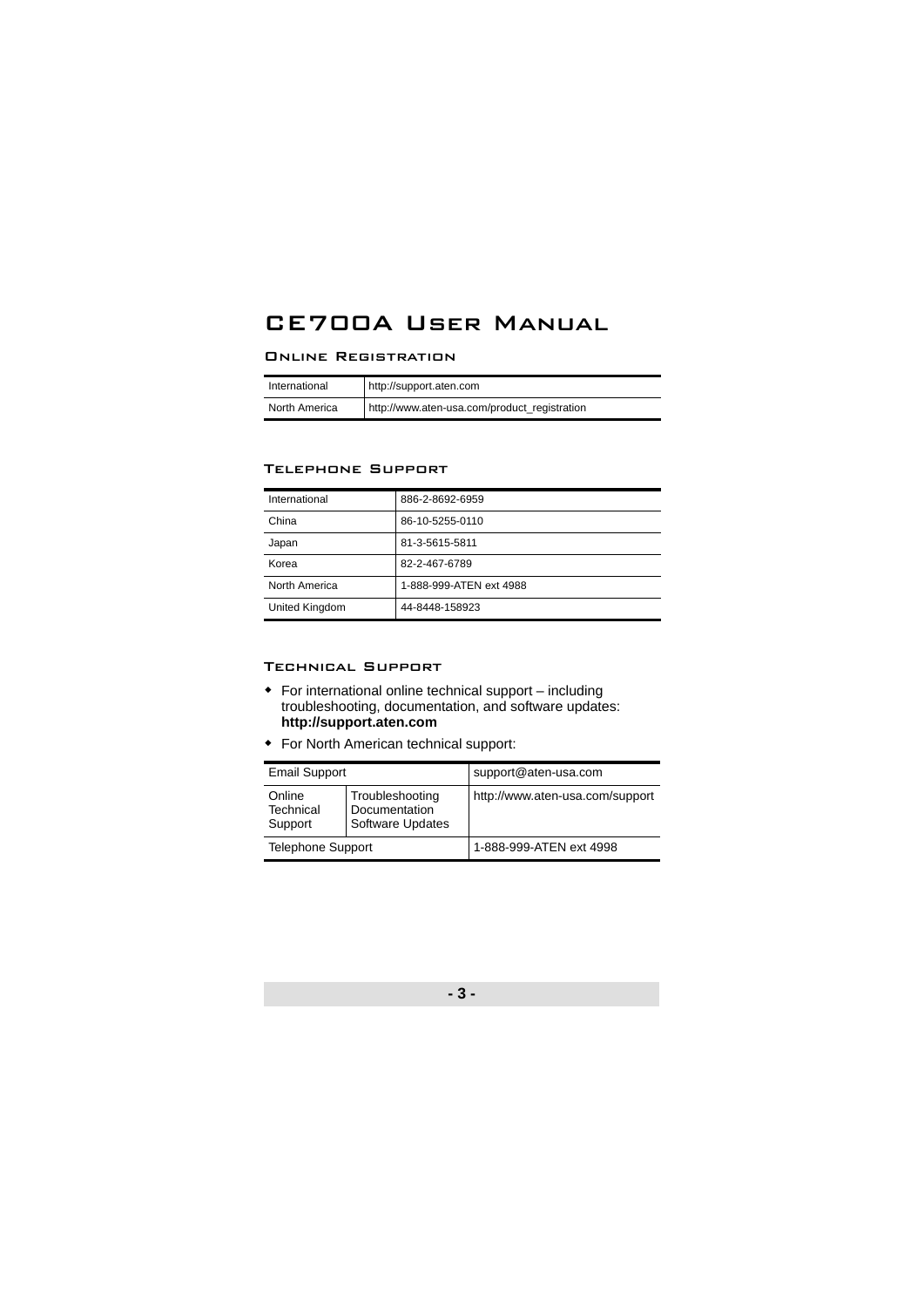# CE700A User Manual

## Online Registration

| International | http://support.aten.com |
|---|---|
| North America | http://www.aten-usa.com/product_registration |

## Telephone Support

| International | 886-2-8692-6959 |
|---|---|
| China | 86-10-5255-0110 |
| Japan | 81-3-5615-5811 |
| Korea | 82-2-467-6789 |
| North America | 1-888-999-ATEN ext 4988 |
| United Kingdom | 44-8448-158923 |

## Technical Support

- For international online technical support – including troubleshooting, documentation, and software updates: **http://support.aten.com**
- For North American technical support:

| Email Support | | support@aten-usa.com |
|---|---|---|
| Online Technical Support | Troubleshooting Documentation Software Updates | http://www.aten-usa.com/support |
| Telephone Support | | 1-888-999-ATEN ext 4998 |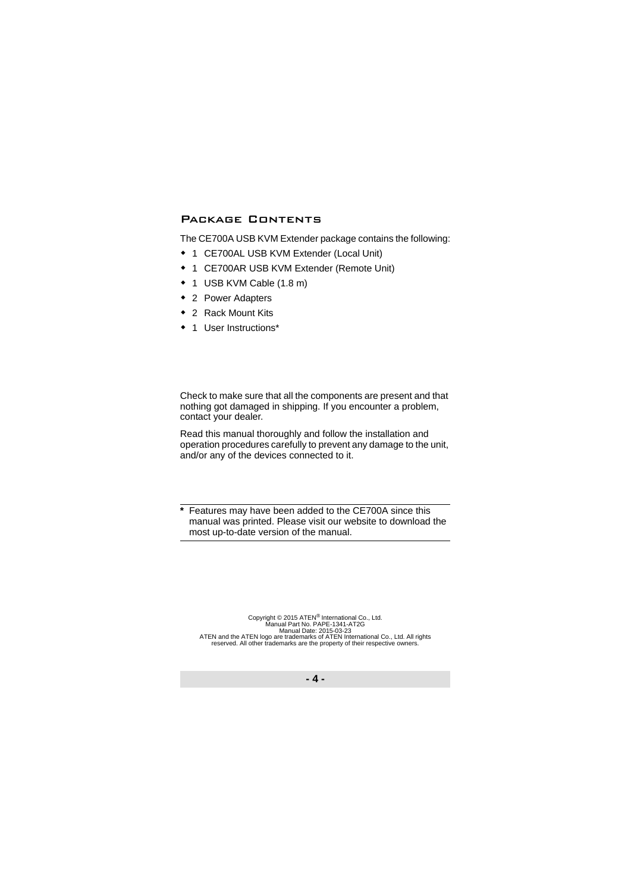## Package Contents

The CE700A USB KVM Extender package contains the following:

- 1 CE700AL USB KVM Extender (Local Unit)
- 1 CE700AR USB KVM Extender (Remote Unit)
- 1 USB KVM Cable (1.8 m)
- 2 Power Adapters
- 2 Rack Mount Kits
- 1 User Instructions*

Check to make sure that all the components are present and that nothing got damaged in shipping. If you encounter a problem, contact your dealer.

Read this manual thoroughly and follow the installation and operation procedures carefully to prevent any damage to the unit, and/or any of the devices connected to it.

---

**\*** Features may have been added to the CE700A since this manual was printed. Please visit our website to download the most up-to-date version of the manual.

---

Copyright © 2015 ATEN® International Co., Ltd.
Manual Part No. PAPE-1341-AT2G
Manual Date: 2015-03-23
ATEN and the ATEN logo are trademarks of ATEN International Co., Ltd. All rights reserved. All other trademarks are the property of their respective owners.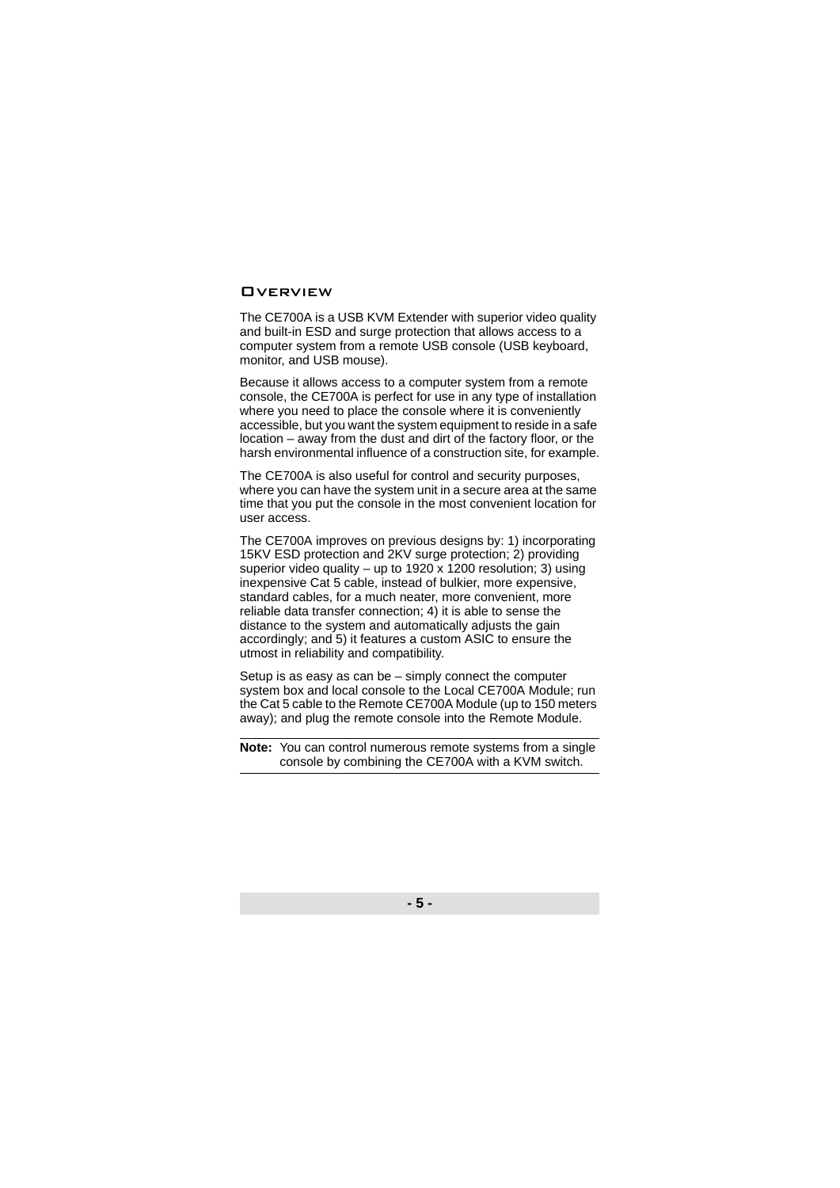## Overview

The CE700A is a USB KVM Extender with superior video quality and built-in ESD and surge protection that allows access to a computer system from a remote USB console (USB keyboard, monitor, and USB mouse).

Because it allows access to a computer system from a remote console, the CE700A is perfect for use in any type of installation where you need to place the console where it is conveniently accessible, but you want the system equipment to reside in a safe location – away from the dust and dirt of the factory floor, or the harsh environmental influence of a construction site, for example.

The CE700A is also useful for control and security purposes, where you can have the system unit in a secure area at the same time that you put the console in the most convenient location for user access.

The CE700A improves on previous designs by: 1) incorporating 15KV ESD protection and 2KV surge protection; 2) providing superior video quality – up to 1920 x 1200 resolution; 3) using inexpensive Cat 5 cable, instead of bulkier, more expensive, standard cables, for a much neater, more convenient, more reliable data transfer connection; 4) it is able to sense the distance to the system and automatically adjusts the gain accordingly; and 5) it features a custom ASIC to ensure the utmost in reliability and compatibility.

Setup is as easy as can be – simply connect the computer system box and local console to the Local CE700A Module; run the Cat 5 cable to the Remote CE700A Module (up to 150 meters away); and plug the remote console into the Remote Module.

**Note:** You can control numerous remote systems from a single console by combining the CE700A with a KVM switch.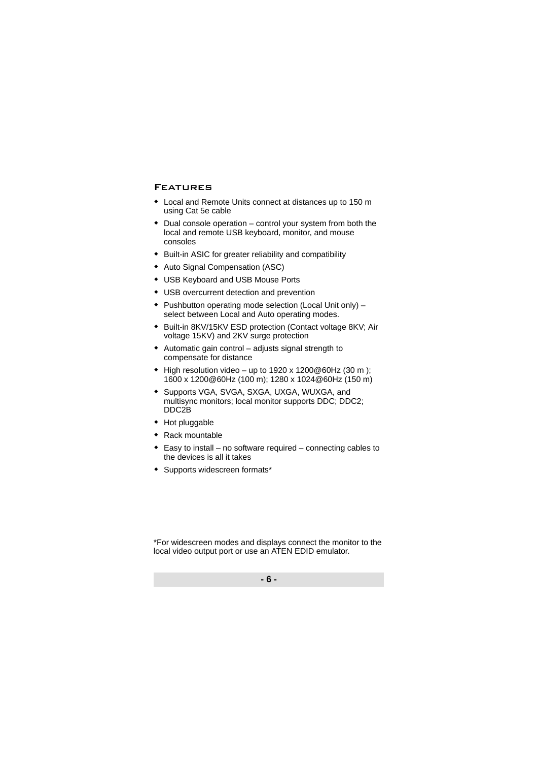## Features

- Local and Remote Units connect at distances up to 150 m using Cat 5e cable
- Dual console operation – control your system from both the local and remote USB keyboard, monitor, and mouse consoles
- Built-in ASIC for greater reliability and compatibility
- Auto Signal Compensation (ASC)
- USB Keyboard and USB Mouse Ports
- USB overcurrent detection and prevention
- Pushbutton operating mode selection (Local Unit only) – select between Local and Auto operating modes.
- Built-in 8KV/15KV ESD protection (Contact voltage 8KV; Air voltage 15KV) and 2KV surge protection
- Automatic gain control – adjusts signal strength to compensate for distance
- High resolution video – up to 1920 x 1200@60Hz (30 m ); 1600 x 1200@60Hz (100 m); 1280 x 1024@60Hz (150 m)
- Supports VGA, SVGA, SXGA, UXGA, WUXGA, and multisync monitors; local monitor supports DDC; DDC2; DDC2B
- Hot pluggable
- Rack mountable
- Easy to install – no software required – connecting cables to the devices is all it takes
- Supports widescreen formats*

*For widescreen modes and displays connect the monitor to the local video output port or use an ATEN EDID emulator.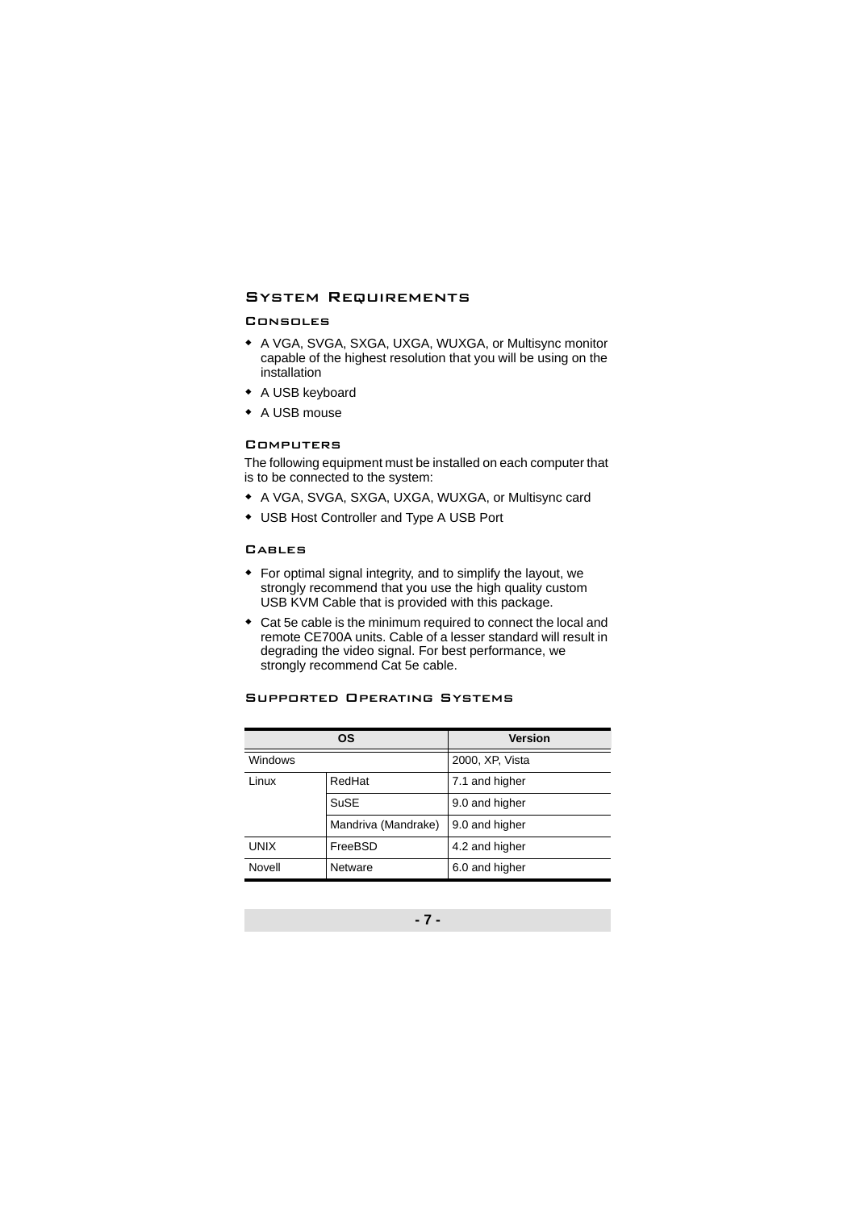## System Requirements

### Consoles

- A VGA, SVGA, SXGA, UXGA, WUXGA, or Multisync monitor capable of the highest resolution that you will be using on the installation
- A USB keyboard
- A USB mouse

### Computers

The following equipment must be installed on each computer that is to be connected to the system:

- A VGA, SVGA, SXGA, UXGA, WUXGA, or Multisync card
- USB Host Controller and Type A USB Port

### Cables

- For optimal signal integrity, and to simplify the layout, we strongly recommend that you use the high quality custom USB KVM Cable that is provided with this package.
- Cat 5e cable is the minimum required to connect the local and remote CE700A units. Cable of a lesser standard will result in degrading the video signal. For best performance, we strongly recommend Cat 5e cable.

### Supported Operating Systems

| OS | | Version |
|---|---|---|
| Windows | | 2000, XP, Vista |
| Linux | RedHat | 7.1 and higher |
| | SuSE | 9.0 and higher |
| | Mandriva (Mandrake) | 9.0 and higher |
| UNIX | FreeBSD | 4.2 and higher |
| Novell | Netware | 6.0 and higher |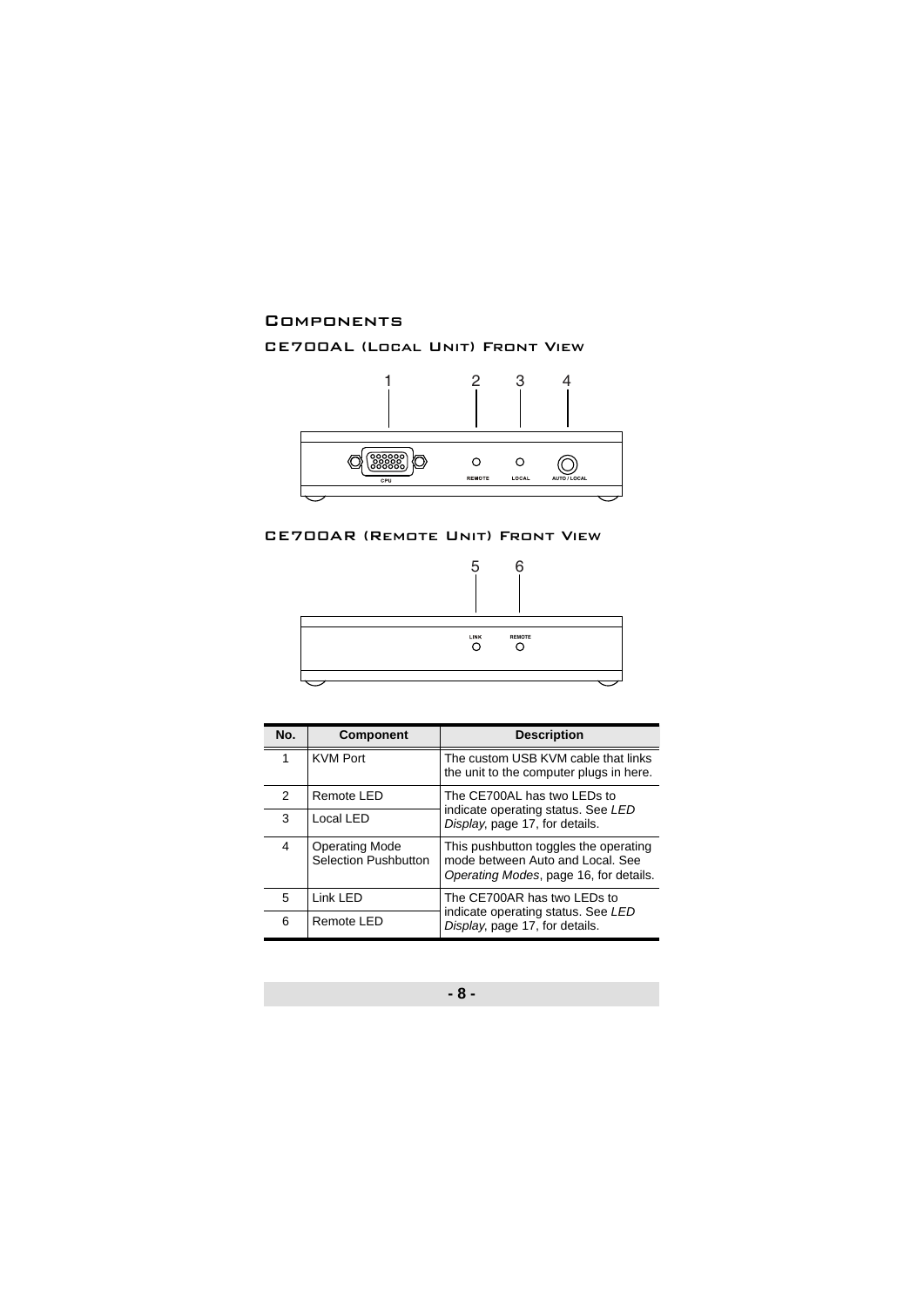## Components

### CE700AL (Local Unit) Front View

### CE700AR (Remote Unit) Front View

| No. | Component | Description |
|---|---|---|
| 1 | KVM Port | The custom USB KVM cable that links the unit to the computer plugs in here. |
| 2 | Remote LED | The CE700AL has two LEDs to indicate operating status. See *LED Display*, page 17, for details. |
| 3 | Local LED | |
| 4 | Operating Mode Selection Pushbutton | This pushbutton toggles the operating mode between Auto and Local. See *Operating Modes*, page 16, for details. |
| 5 | Link LED | The CE700AR has two LEDs to indicate operating status. See *LED Display*, page 17, for details. |
| 6 | Remote LED | |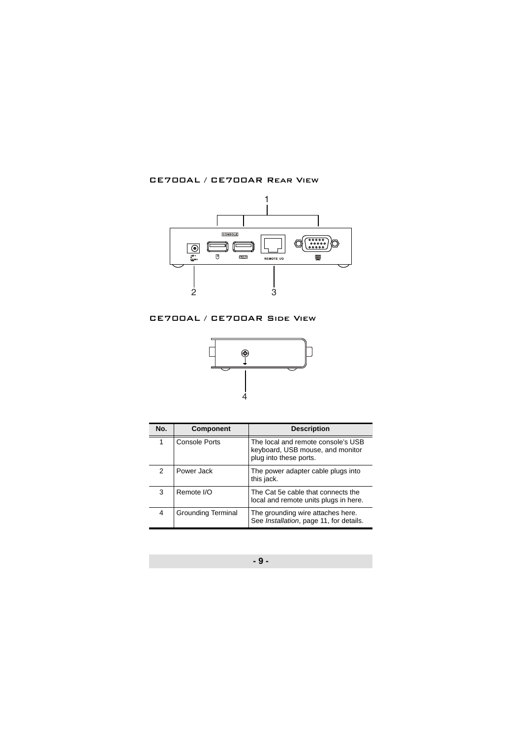### CE700AL / CE700AR Rear View

### CE700AL / CE700AR Side View

| No. | Component | Description |
|---|---|---|
| 1 | Console Ports | The local and remote console's USB keyboard, USB mouse, and monitor plug into these ports. |
| 2 | Power Jack | The power adapter cable plugs into this jack. |
| 3 | Remote I/O | The Cat 5e cable that connects the local and remote units plugs in here. |
| 4 | Grounding Terminal | The grounding wire attaches here. See *Installation*, page 11, for details. |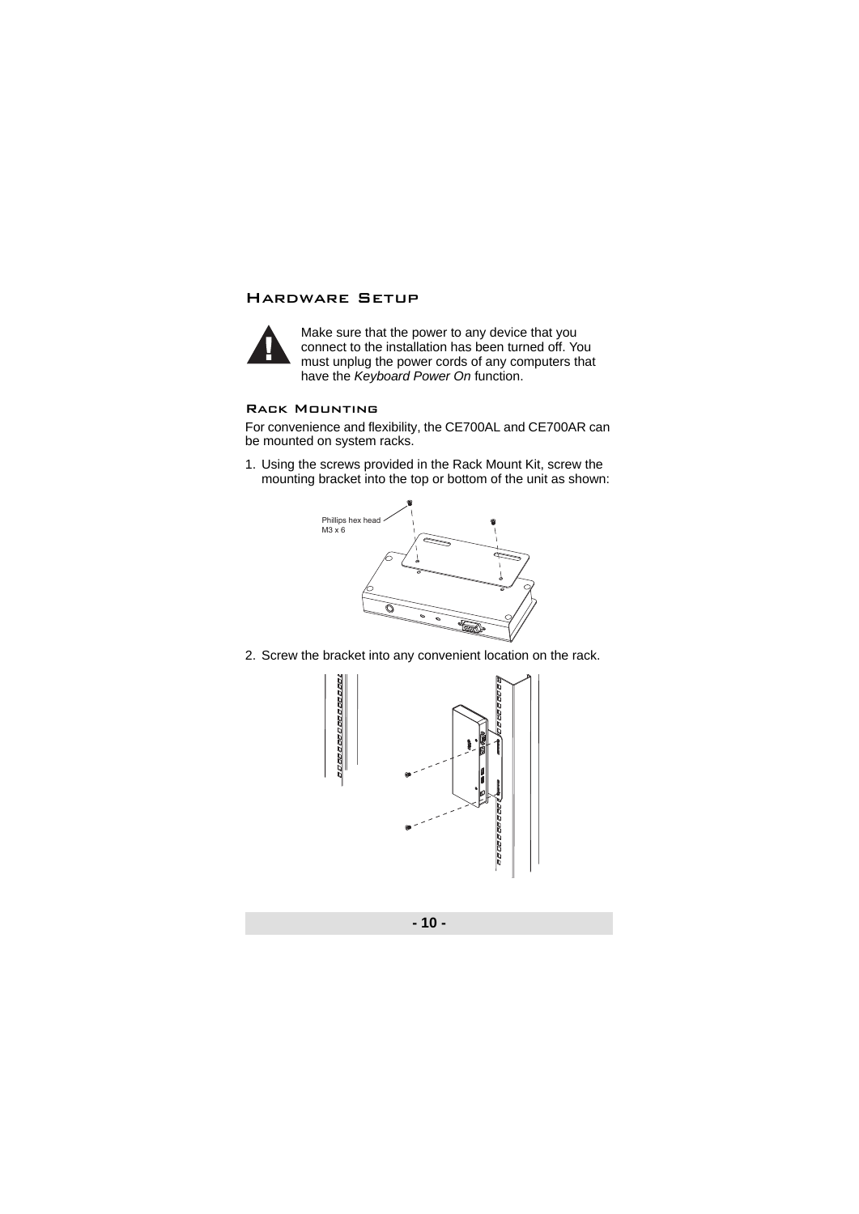## Hardware Setup

Make sure that the power to any device that you connect to the installation has been turned off. You must unplug the power cords of any computers that have the *Keyboard Power On* function.

### Rack Mounting

For convenience and flexibility, the CE700AL and CE700AR can be mounted on system racks.

1. Using the screws provided in the Rack Mount Kit, screw the mounting bracket into the top or bottom of the unit as shown:

Phillips hex head M3 x 6

2. Screw the bracket into any convenient location on the rack.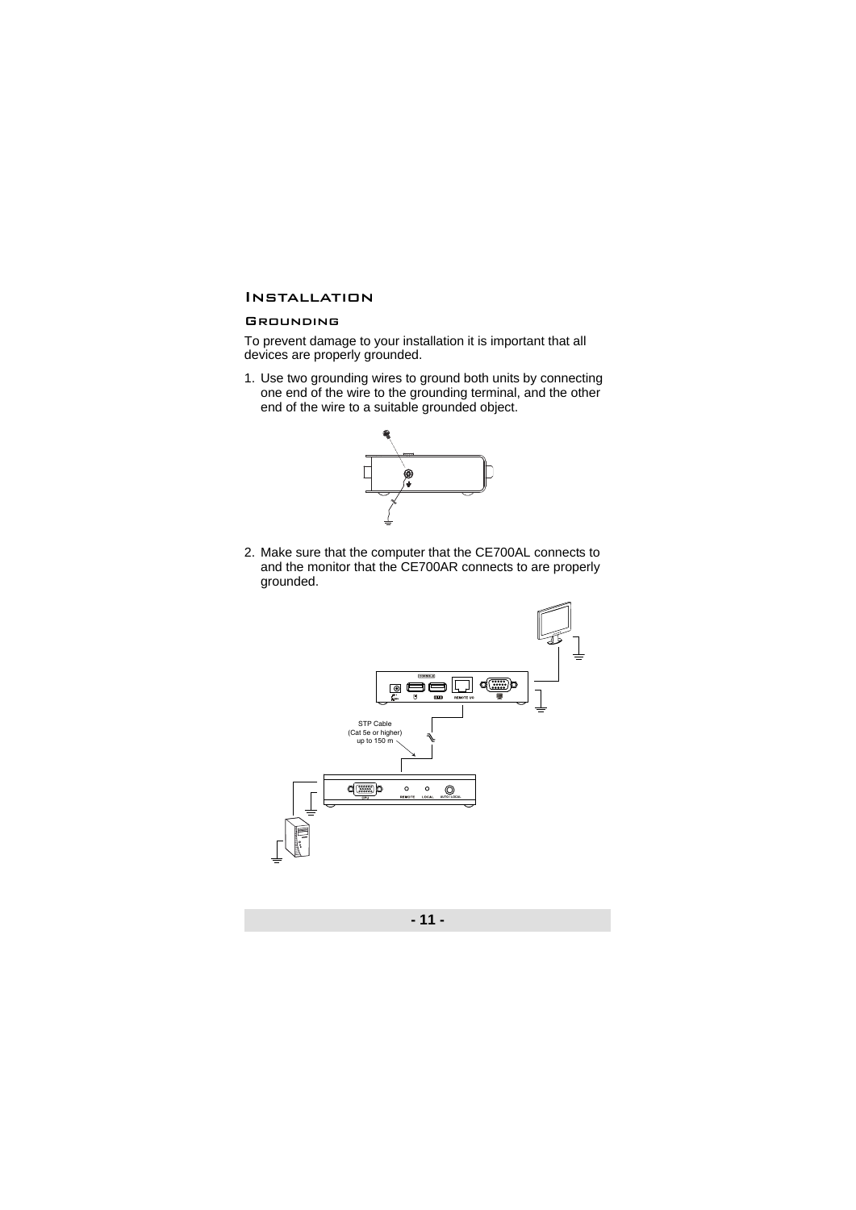## Installation

### Grounding

To prevent damage to your installation it is important that all devices are properly grounded.

1. Use two grounding wires to ground both units by connecting one end of the wire to the grounding terminal, and the other end of the wire to a suitable grounded object.

2. Make sure that the computer that the CE700AL connects to and the monitor that the CE700AR connects to are properly grounded.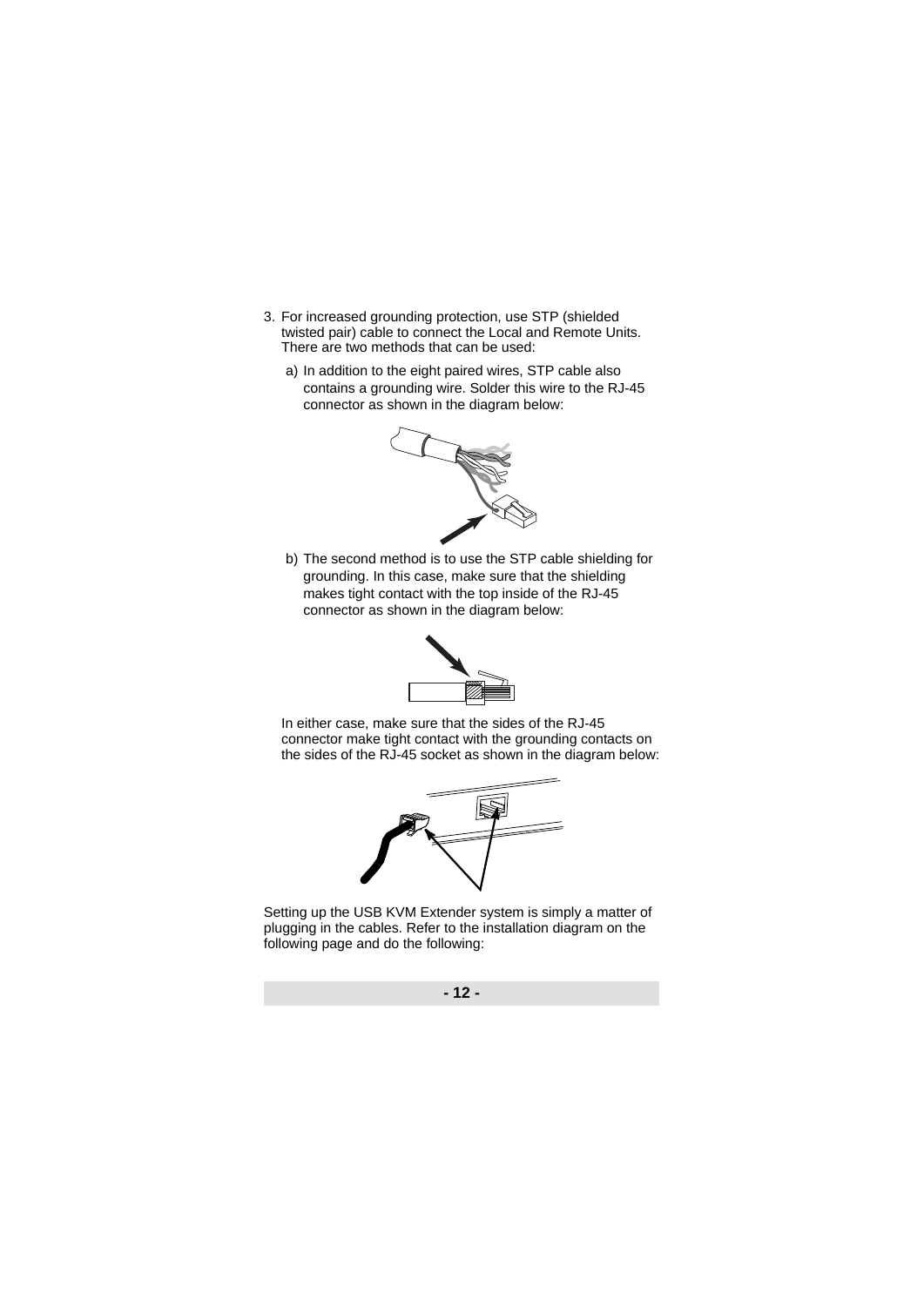3. For increased grounding protection, use STP (shielded twisted pair) cable to connect the Local and Remote Units. There are two methods that can be used:

   a) In addition to the eight paired wires, STP cable also contains a grounding wire. Solder this wire to the RJ-45 connector as shown in the diagram below:

   b) The second method is to use the STP cable shielding for grounding. In this case, make sure that the shielding makes tight contact with the top inside of the RJ-45 connector as shown in the diagram below:

   In either case, make sure that the sides of the RJ-45 connector make tight contact with the grounding contacts on the sides of the RJ-45 socket as shown in the diagram below:

Setting up the USB KVM Extender system is simply a matter of plugging in the cables. Refer to the installation diagram on the following page and do the following: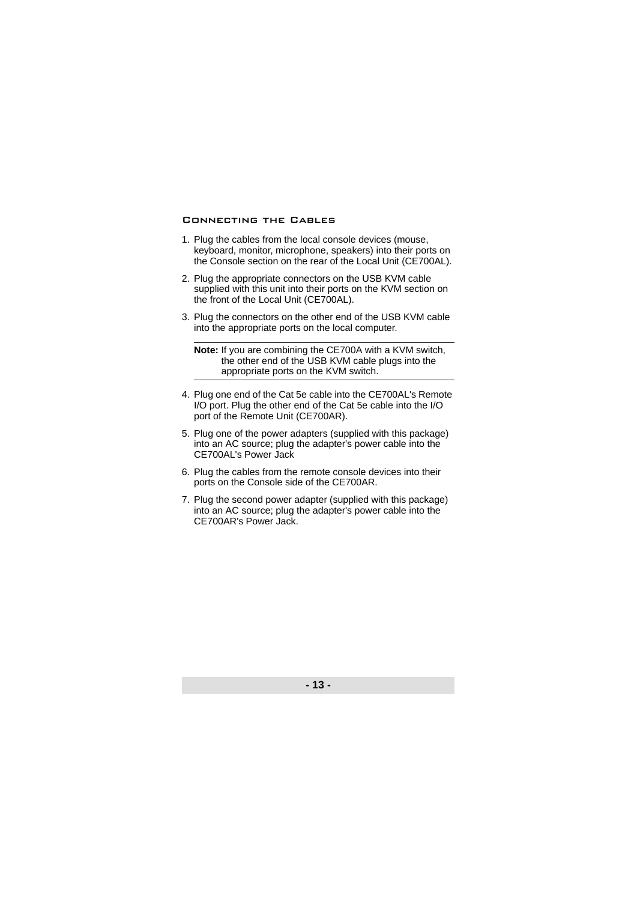### Connecting the Cables

1. Plug the cables from the local console devices (mouse, keyboard, monitor, microphone, speakers) into their ports on the Console section on the rear of the Local Unit (CE700AL).
2. Plug the appropriate connectors on the USB KVM cable supplied with this unit into their ports on the KVM section on the front of the Local Unit (CE700AL).
3. Plug the connectors on the other end of the USB KVM cable into the appropriate ports on the local computer.

   ---

   **Note:** If you are combining the CE700A with a KVM switch, the other end of the USB KVM cable plugs into the appropriate ports on the KVM switch.

   ---

4. Plug one end of the Cat 5e cable into the CE700AL's Remote I/O port. Plug the other end of the Cat 5e cable into the I/O port of the Remote Unit (CE700AR).
5. Plug one of the power adapters (supplied with this package) into an AC source; plug the adapter's power cable into the CE700AL's Power Jack
6. Plug the cables from the remote console devices into their ports on the Console side of the CE700AR.
7. Plug the second power adapter (supplied with this package) into an AC source; plug the adapter's power cable into the CE700AR's Power Jack.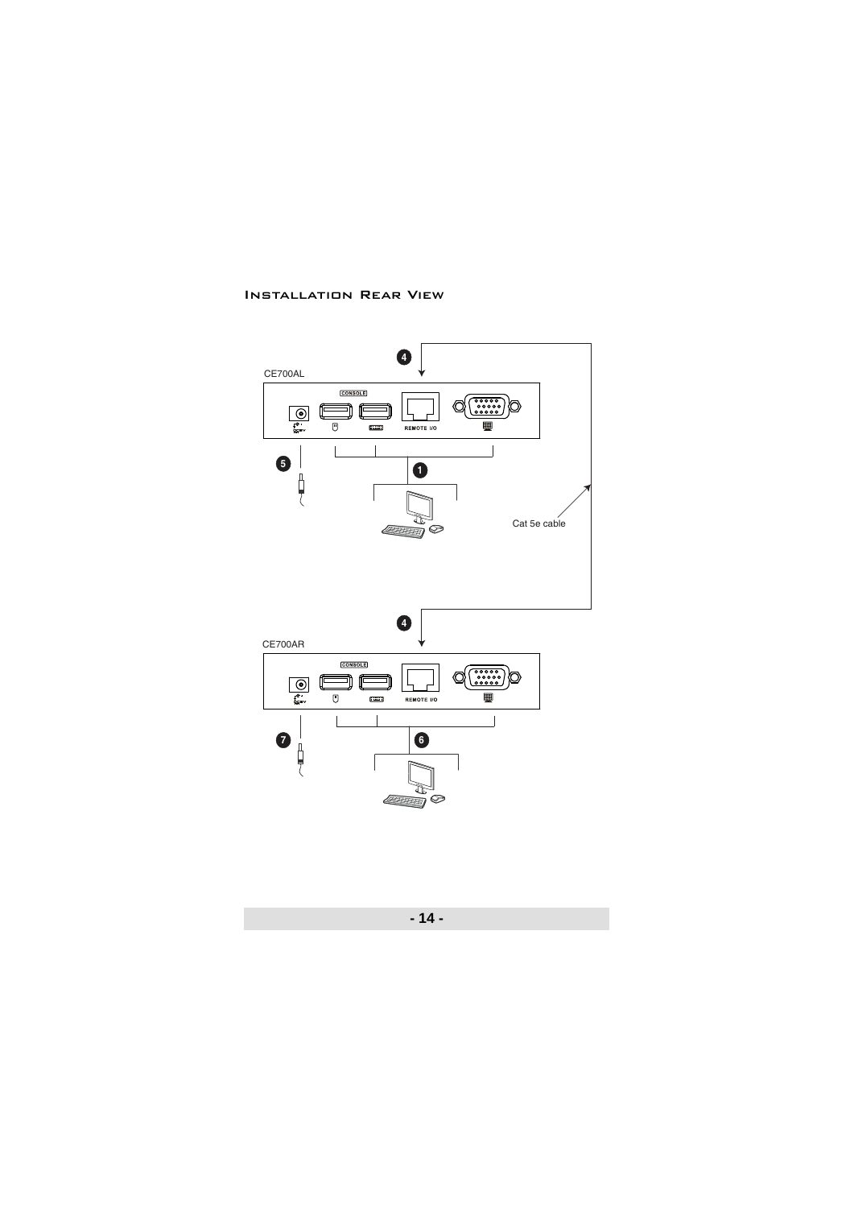## Installation Rear View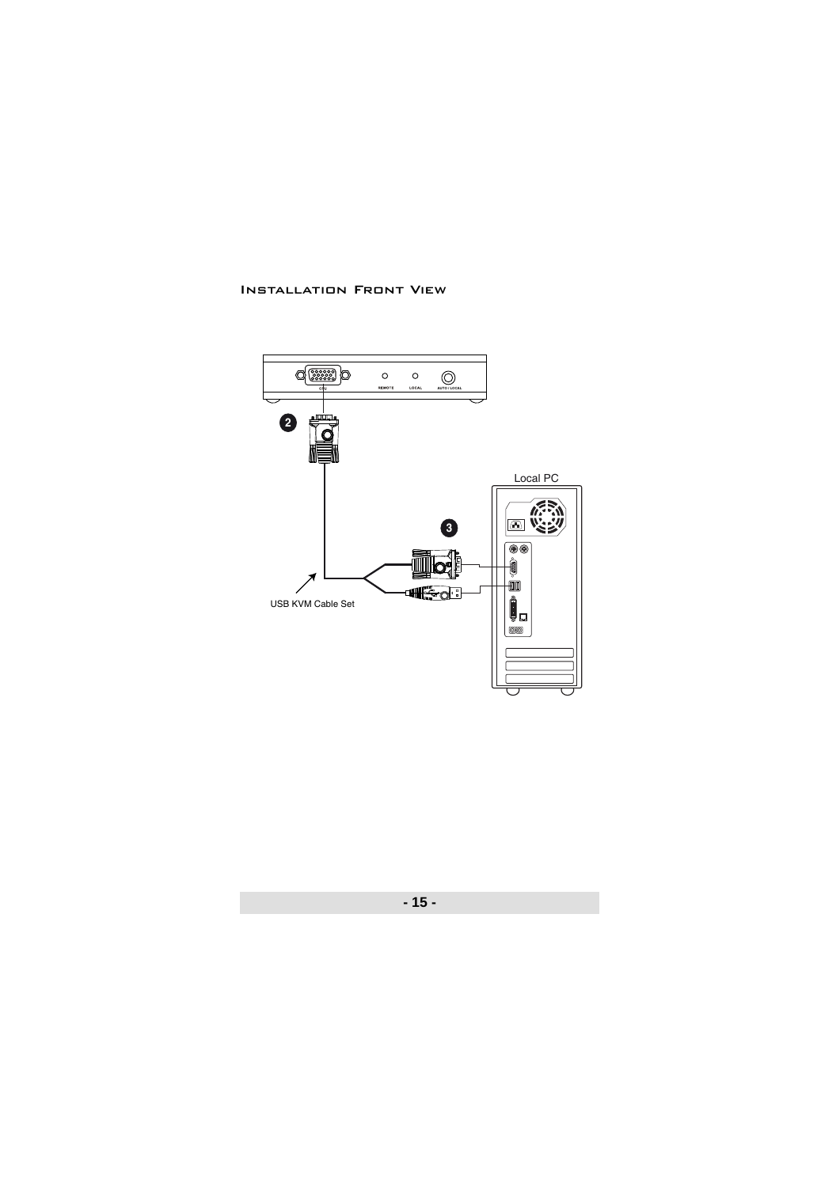### Installation Front View

USB KVM Cable Set

Local PC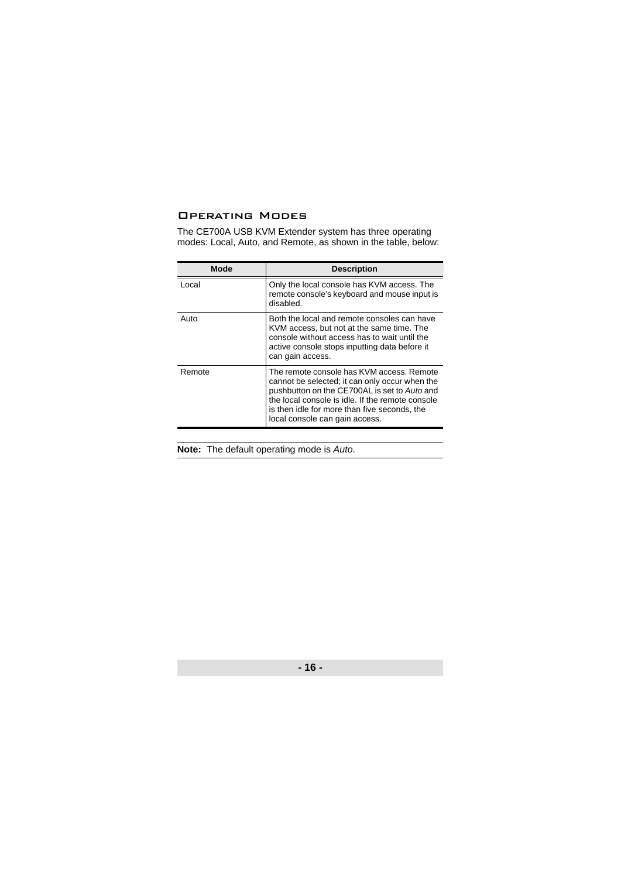## Operating Modes

The CE700A USB KVM Extender system has three operating modes: Local, Auto, and Remote, as shown in the table, below:

| Mode | Description |
|---|---|
| Local | Only the local console has KVM access. The remote console's keyboard and mouse input is disabled. |
| Auto | Both the local and remote consoles can have KVM access, but not at the same time. The console without access has to wait until the active console stops inputting data before it can gain access. |
| Remote | The remote console has KVM access. Remote cannot be selected; it can only occur when the pushbutton on the CE700AL is set to *Auto* and the local console is idle. If the remote console is then idle for more than five seconds, the local console can gain access. |

**Note:** The default operating mode is *Auto*.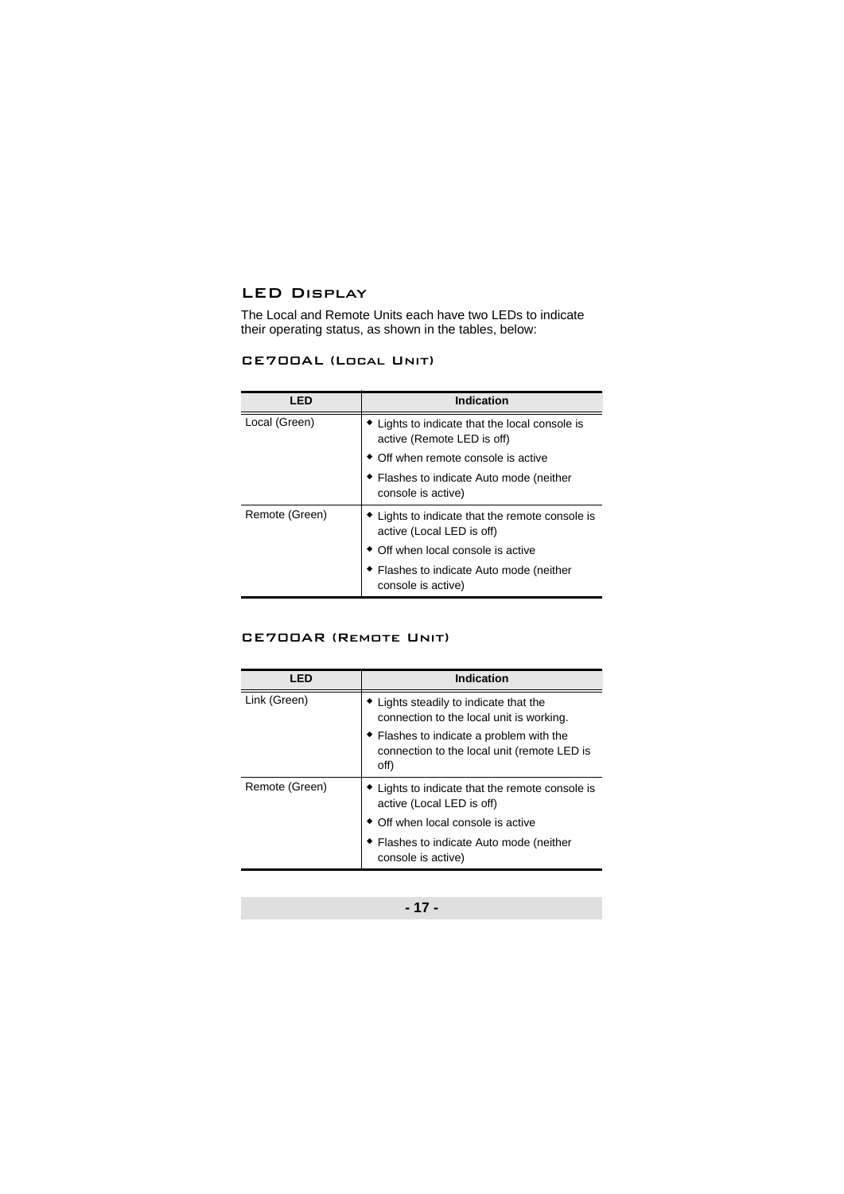## LED Display

The Local and Remote Units each have two LEDs to indicate their operating status, as shown in the tables, below:

### CE700AL (Local Unit)

| LED | Indication |
|---|---|
| Local (Green) | ◆ Lights to indicate that the local console is active (Remote LED is off)<br>◆ Off when remote console is active<br>◆ Flashes to indicate Auto mode (neither console is active) |
| Remote (Green) | ◆ Lights to indicate that the remote console is active (Local LED is off)<br>◆ Off when local console is active<br>◆ Flashes to indicate Auto mode (neither console is active) |

### CE700AR (Remote Unit)

| LED | Indication |
|---|---|
| Link (Green) | ◆ Lights steadily to indicate that the connection to the local unit is working.<br>◆ Flashes to indicate a problem with the connection to the local unit (remote LED is off) |
| Remote (Green) | ◆ Lights to indicate that the remote console is active (Local LED is off)<br>◆ Off when local console is active<br>◆ Flashes to indicate Auto mode (neither console is active) |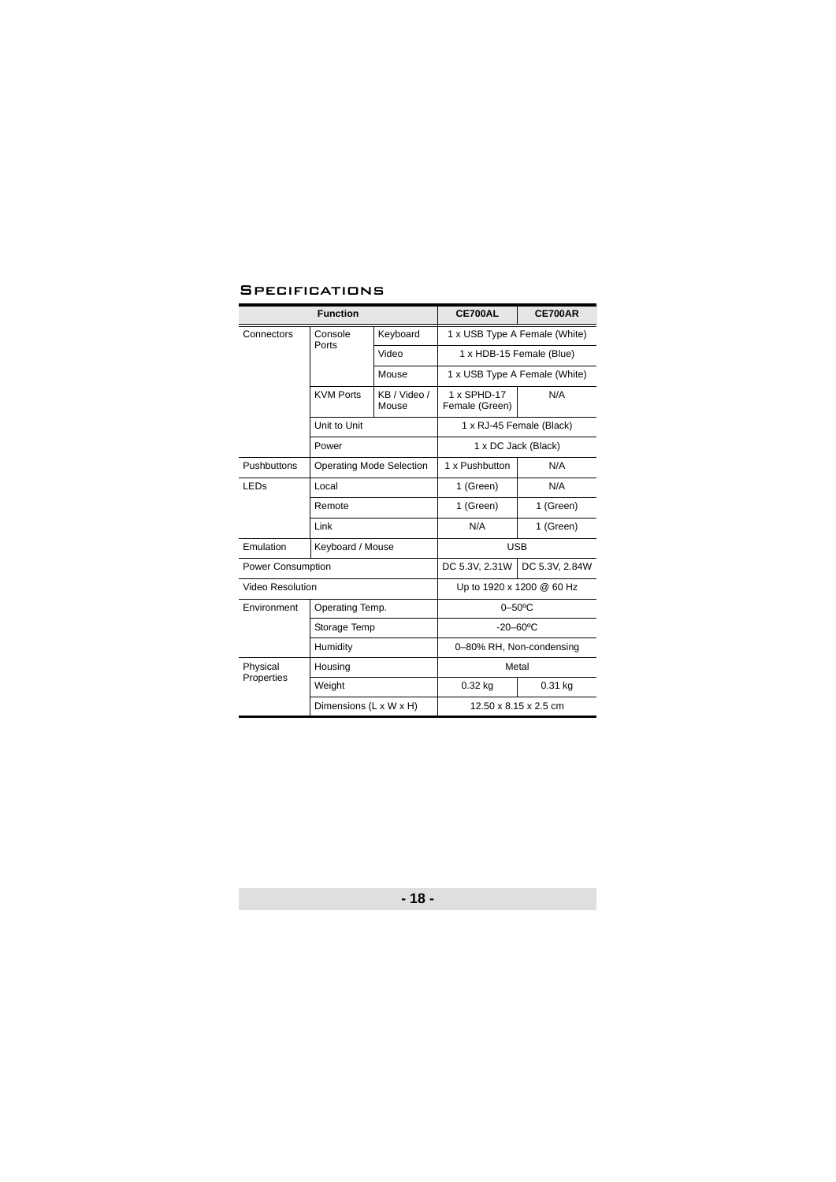## Specifications

| Function | | | CE700AL | CE700AR |
|---|---|---|---|---|
| Connectors | Console Ports | Keyboard | 1 x USB Type A Female (White) | |
| | | Video | 1 x HDB-15 Female (Blue) | |
| | | Mouse | 1 x USB Type A Female (White) | |
| | KVM Ports | KB / Video / Mouse | 1 x SPHD-17 Female (Green) | N/A |
| | Unit to Unit | | 1 x RJ-45 Female (Black) | |
| | Power | | 1 x DC Jack (Black) | |
| Pushbuttons | Operating Mode Selection | | 1 x Pushbutton | N/A |
| LEDs | Local | | 1 (Green) | N/A |
| | Remote | | 1 (Green) | 1 (Green) |
| | Link | | N/A | 1 (Green) |
| Emulation | Keyboard / Mouse | | USB | |
| Power Consumption | | | DC 5.3V, 2.31W | DC 5.3V, 2.84W |
| Video Resolution | | | Up to 1920 x 1200 @ 60 Hz | |
| Environment | Operating Temp. | | 0–50ºC | |
| | Storage Temp | | -20–60ºC | |
| | Humidity | | 0–80% RH, Non-condensing | |
| Physical Properties | Housing | | Metal | |
| | Weight | | 0.32 kg | 0.31 kg |
| | Dimensions (L x W x H) | | 12.50 x 8.15 x 2.5 cm | |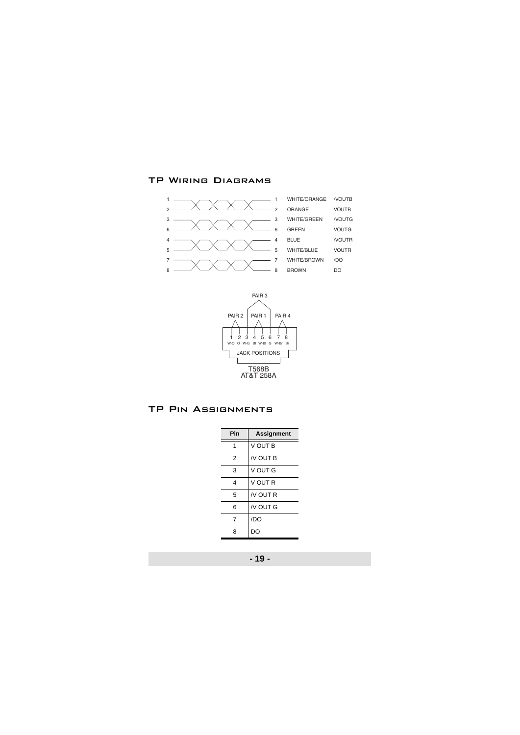## TP Wiring Diagrams

| Pin | | Pin | Color | Signal |
|---|---|---|---|---|
| 1 | | 1 | WHITE/ORANGE | /VOUTB |
| 2 | | 2 | ORANGE | VOUTB |
| 3 | | 3 | WHITE/GREEN | /VOUTG |
| 6 | | 6 | GREEN | VOUTG |
| 4 | | 4 | BLUE | /VOUTR |
| 5 | | 5 | WHITE/BLUE | VOUTR |
| 7 | | 7 | WHITE/BROWN | /DO |
| 8 | | 8 | BROWN | DO |

PAIR 3

PAIR 2 | PAIR 1 | PAIR 4

1 W-O, 2 O, 3 W-G, 4 Bl, 5 W-Bl, 6 G, 7 W-Br, 8 Br

JACK POSITIONS

T568B
AT&T 258A

## TP Pin Assignments

| Pin | Assignment |
|---|---|
| 1 | V OUT B |
| 2 | /V OUT B |
| 3 | V OUT G |
| 4 | V OUT R |
| 5 | /V OUT R |
| 6 | /V OUT G |
| 7 | /DO |
| 8 | DO |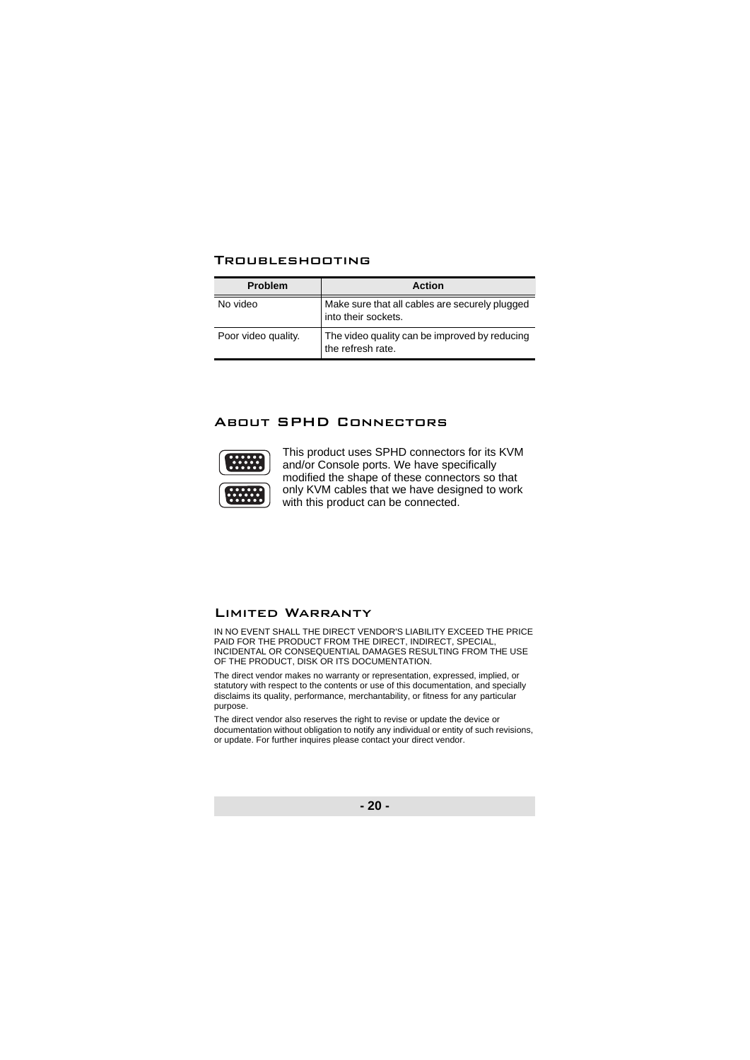## Troubleshooting

| Problem | Action |
|---|---|
| No video | Make sure that all cables are securely plugged into their sockets. |
| Poor video quality. | The video quality can be improved by reducing the refresh rate. |

## About SPHD Connectors

This product uses SPHD connectors for its KVM and/or Console ports. We have specifically modified the shape of these connectors so that only KVM cables that we have designed to work with this product can be connected.

## Limited Warranty

IN NO EVENT SHALL THE DIRECT VENDOR'S LIABILITY EXCEED THE PRICE PAID FOR THE PRODUCT FROM THE DIRECT, INDIRECT, SPECIAL, INCIDENTAL OR CONSEQUENTIAL DAMAGES RESULTING FROM THE USE OF THE PRODUCT, DISK OR ITS DOCUMENTATION.

The direct vendor makes no warranty or representation, expressed, implied, or statutory with respect to the contents or use of this documentation, and specially disclaims its quality, performance, merchantability, or fitness for any particular purpose.

The direct vendor also reserves the right to revise or update the device or documentation without obligation to notify any individual or entity of such revisions, or update. For further inquires please contact your direct vendor.